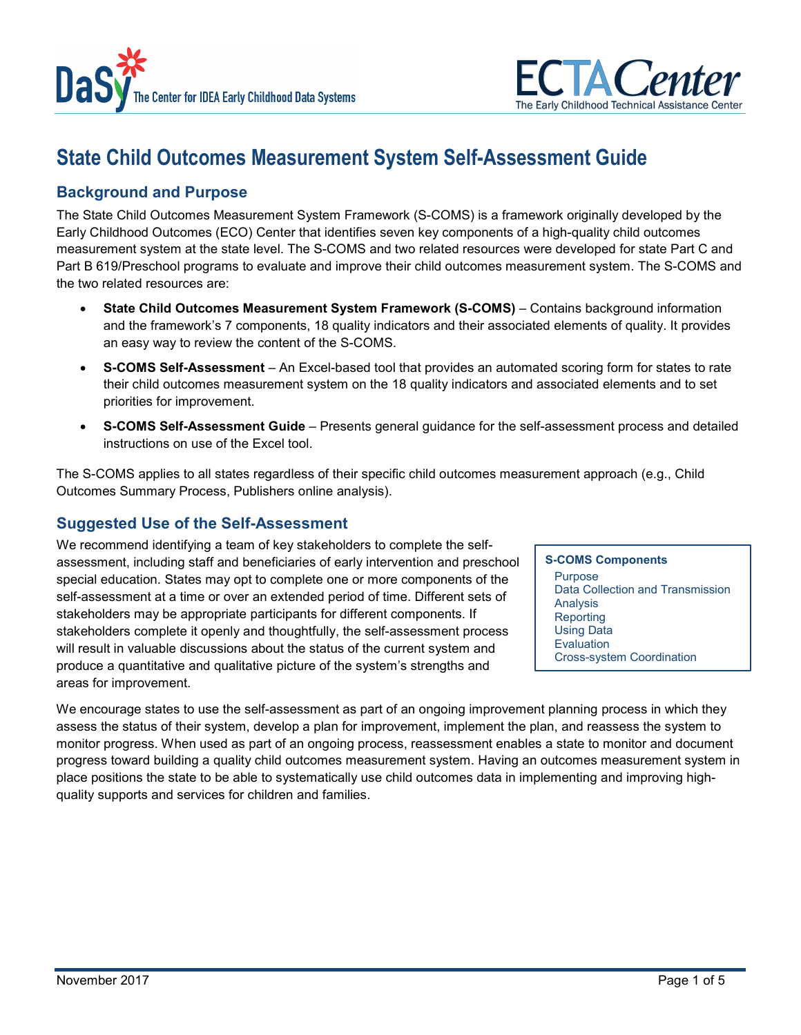# State Child Outcomes Measurement System Self-Assessment Guide

## Background and Purpose

The State Child Outcomes Measurement System Framework (S-COMS) is a framework originally developed by the Early Childhood Outcomes (ECO) Center that identifies seven key components of a high-quality child outcomes measurement system at the state level. The S-COMS and two related resources were developed for state Part C and Part B 619/Preschool programs to evaluate and improve their child outcomes measurement system. The S-COMS and the two related resources are:

- **State Child Outcomes Measurement System Framework (S-COMS)** – Contains background information and the framework's 7 components, 18 quality indicators and their associated elements of quality. It provides an easy way to review the content of the S-COMS.
- **S-COMS Self-Assessment** – An Excel-based tool that provides an automated scoring form for states to rate their child outcomes measurement system on the 18 quality indicators and associated elements and to set priorities for improvement.
- **S-COMS Self-Assessment Guide** – Presents general guidance for the self-assessment process and detailed instructions on use of the Excel tool.

The S-COMS applies to all states regardless of their specific child outcomes measurement approach (e.g., Child Outcomes Summary Process, Publishers online analysis).

## Suggested Use of the Self-Assessment

We recommend identifying a team of key stakeholders to complete the self-assessment, including staff and beneficiaries of early intervention and preschool special education. States may opt to complete one or more components of the self-assessment at a time or over an extended period of time. Different sets of stakeholders may be appropriate participants for different components. If stakeholders complete it openly and thoughtfully, the self-assessment process will result in valuable discussions about the status of the current system and produce a quantitative and qualitative picture of the system's strengths and areas for improvement.

**S-COMS Components**

- Purpose
- Data Collection and Transmission
- Analysis
- Reporting
- Using Data
- Evaluation
- Cross-system Coordination

We encourage states to use the self-assessment as part of an ongoing improvement planning process in which they assess the status of their system, develop a plan for improvement, implement the plan, and reassess the system to monitor progress. When used as part of an ongoing process, reassessment enables a state to monitor and document progress toward building a quality child outcomes measurement system. Having an outcomes measurement system in place positions the state to be able to systematically use child outcomes data in implementing and improving high-quality supports and services for children and families.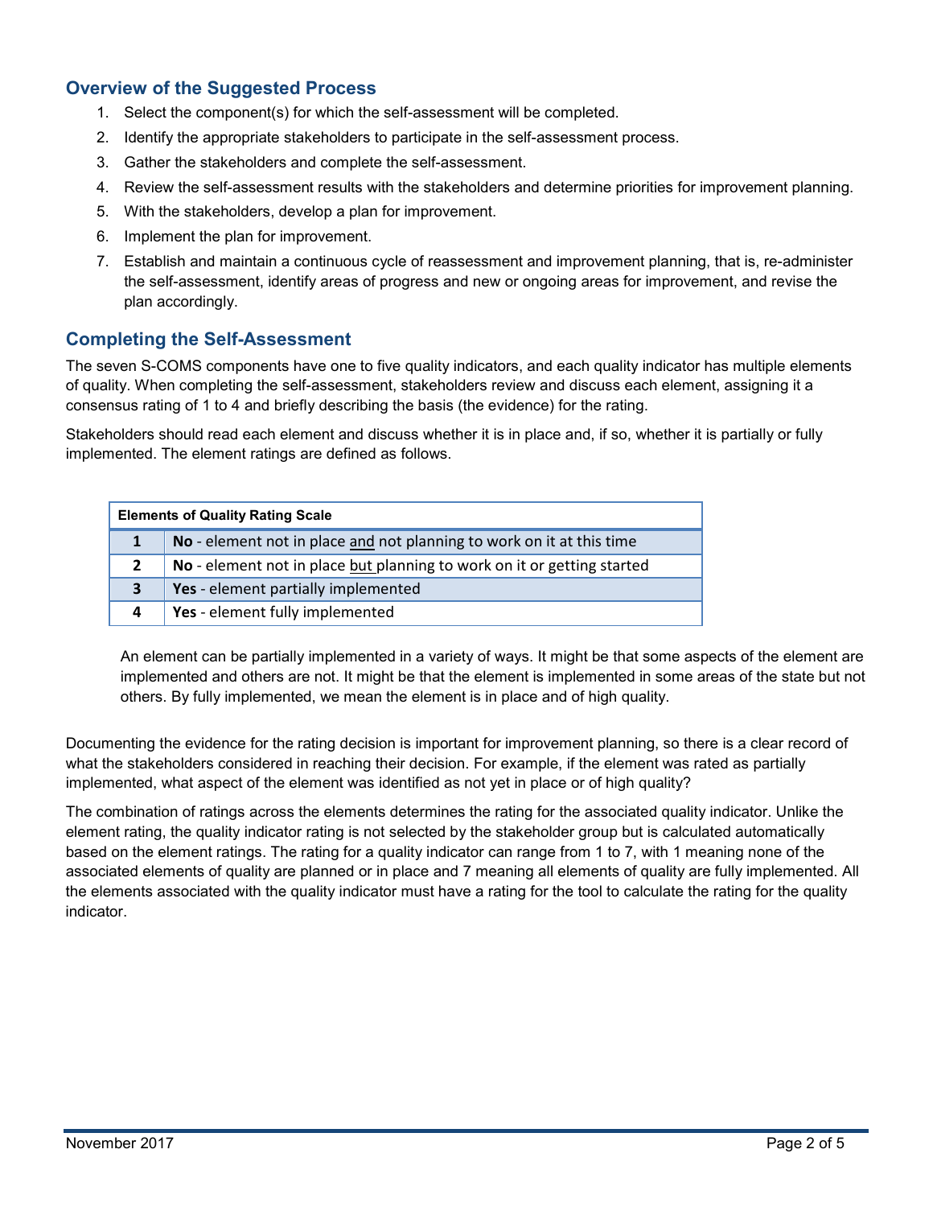## Overview of the Suggested Process

1. Select the component(s) for which the self-assessment will be completed.
2. Identify the appropriate stakeholders to participate in the self-assessment process.
3. Gather the stakeholders and complete the self-assessment.
4. Review the self-assessment results with the stakeholders and determine priorities for improvement planning.
5. With the stakeholders, develop a plan for improvement.
6. Implement the plan for improvement.
7. Establish and maintain a continuous cycle of reassessment and improvement planning, that is, re-administer the self-assessment, identify areas of progress and new or ongoing areas for improvement, and revise the plan accordingly.

## Completing the Self-Assessment

The seven S-COMS components have one to five quality indicators, and each quality indicator has multiple elements of quality. When completing the self-assessment, stakeholders review and discuss each element, assigning it a consensus rating of 1 to 4 and briefly describing the basis (the evidence) for the rating.

Stakeholders should read each element and discuss whether it is in place and, if so, whether it is partially or fully implemented. The element ratings are defined as follows.

| Elements of Quality Rating Scale | |
|---|---|
| 1 | **No** - element not in place and not planning to work on it at this time |
| 2 | **No** - element not in place but planning to work on it or getting started |
| 3 | **Yes** - element partially implemented |
| 4 | **Yes** - element fully implemented |

An element can be partially implemented in a variety of ways. It might be that some aspects of the element are implemented and others are not. It might be that the element is implemented in some areas of the state but not others. By fully implemented, we mean the element is in place and of high quality.

Documenting the evidence for the rating decision is important for improvement planning, so there is a clear record of what the stakeholders considered in reaching their decision. For example, if the element was rated as partially implemented, what aspect of the element was identified as not yet in place or of high quality?

The combination of ratings across the elements determines the rating for the associated quality indicator. Unlike the element rating, the quality indicator rating is not selected by the stakeholder group but is calculated automatically based on the element ratings. The rating for a quality indicator can range from 1 to 7, with 1 meaning none of the associated elements of quality are planned or in place and 7 meaning all elements of quality are fully implemented. All the elements associated with the quality indicator must have a rating for the tool to calculate the rating for the quality indicator.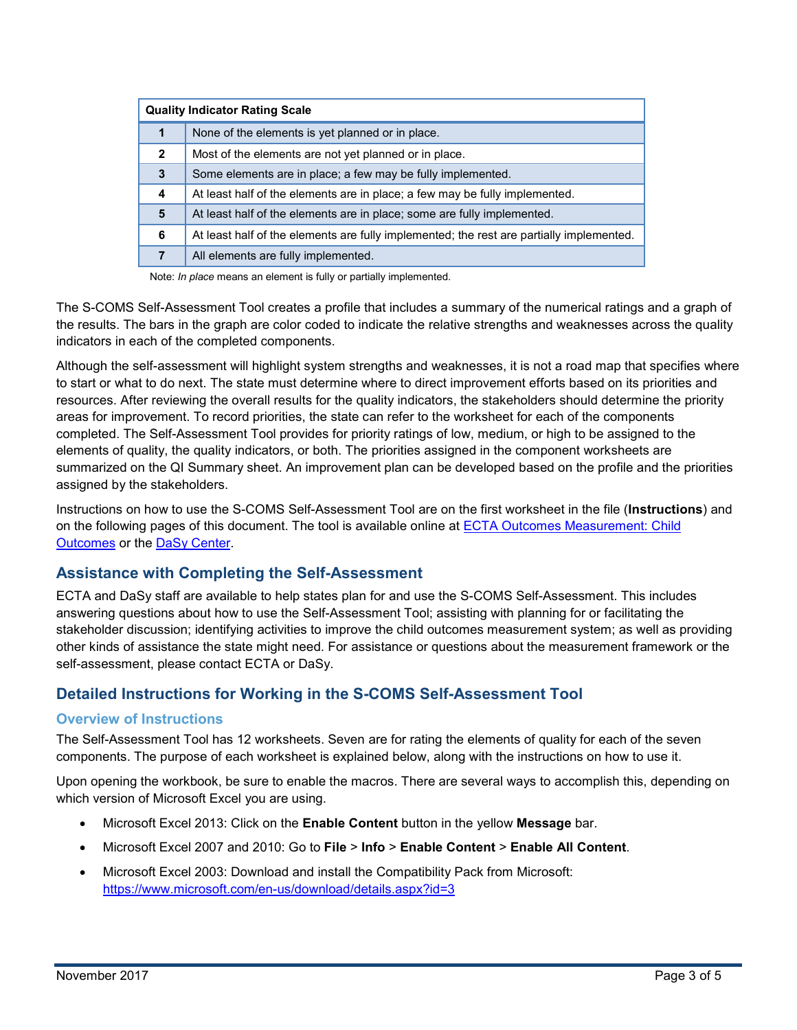| Quality Indicator Rating Scale | |
|---|---|
| **1** | None of the elements is yet planned or in place. |
| **2** | Most of the elements are not yet planned or in place. |
| **3** | Some elements are in place; a few may be fully implemented. |
| **4** | At least half of the elements are in place; a few may be fully implemented. |
| **5** | At least half of the elements are in place; some are fully implemented. |
| **6** | At least half of the elements are fully implemented; the rest are partially implemented. |
| **7** | All elements are fully implemented. |

Note: *In place* means an element is fully or partially implemented.

The S-COMS Self-Assessment Tool creates a profile that includes a summary of the numerical ratings and a graph of the results. The bars in the graph are color coded to indicate the relative strengths and weaknesses across the quality indicators in each of the completed components.

Although the self-assessment will highlight system strengths and weaknesses, it is not a road map that specifies where to start or what to do next. The state must determine where to direct improvement efforts based on its priorities and resources. After reviewing the overall results for the quality indicators, the stakeholders should determine the priority areas for improvement. To record priorities, the state can refer to the worksheet for each of the components completed. The Self-Assessment Tool provides for priority ratings of low, medium, or high to be assigned to the elements of quality, the quality indicators, or both. The priorities assigned in the component worksheets are summarized on the QI Summary sheet. An improvement plan can be developed based on the profile and the priorities assigned by the stakeholders.

Instructions on how to use the S-COMS Self-Assessment Tool are on the first worksheet in the file (**Instructions**) and on the following pages of this document. The tool is available online at [ECTA Outcomes Measurement: Child Outcomes]() or the [DaSy Center]().

## Assistance with Completing the Self-Assessment

ECTA and DaSy staff are available to help states plan for and use the S-COMS Self-Assessment. This includes answering questions about how to use the Self-Assessment Tool; assisting with planning for or facilitating the stakeholder discussion; identifying activities to improve the child outcomes measurement system; as well as providing other kinds of assistance the state might need. For assistance or questions about the measurement framework or the self-assessment, please contact ECTA or DaSy.

## Detailed Instructions for Working in the S-COMS Self-Assessment Tool

### Overview of Instructions

The Self-Assessment Tool has 12 worksheets. Seven are for rating the elements of quality for each of the seven components. The purpose of each worksheet is explained below, along with the instructions on how to use it.

Upon opening the workbook, be sure to enable the macros. There are several ways to accomplish this, depending on which version of Microsoft Excel you are using.

- Microsoft Excel 2013: Click on the **Enable Content** button in the yellow **Message** bar.
- Microsoft Excel 2007 and 2010: Go to **File** > **Info** > **Enable Content** > **Enable All Content**.
- Microsoft Excel 2003: Download and install the Compatibility Pack from Microsoft: https://www.microsoft.com/en-us/download/details.aspx?id=3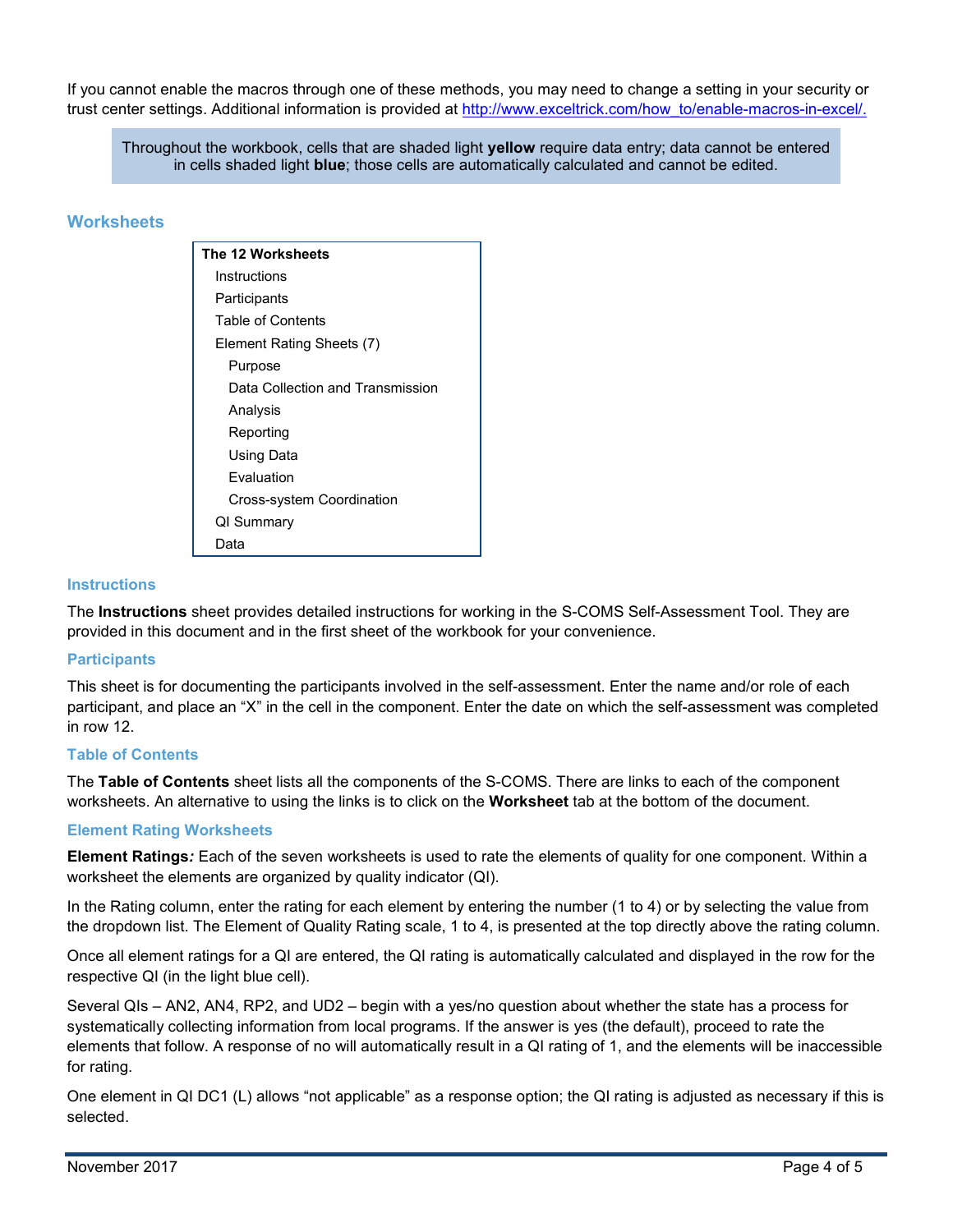If you cannot enable the macros through one of these methods, you may need to change a setting in your security or trust center settings. Additional information is provided at [http://www.exceltrick.com/how_to/enable-macros-in-excel/.](http://www.exceltrick.com/how_to/enable-macros-in-excel/)

> Throughout the workbook, cells that are shaded light **yellow** require data entry; data cannot be entered in cells shaded light **blue**; those cells are automatically calculated and cannot be edited.

## Worksheets

**The 12 Worksheets**

- Instructions
- Participants
- Table of Contents
- Element Rating Sheets (7)
  - Purpose
  - Data Collection and Transmission
  - Analysis
  - Reporting
  - Using Data
  - Evaluation
  - Cross-system Coordination
- QI Summary
- Data

### Instructions

The **Instructions** sheet provides detailed instructions for working in the S-COMS Self-Assessment Tool. They are provided in this document and in the first sheet of the workbook for your convenience.

### Participants

This sheet is for documenting the participants involved in the self-assessment. Enter the name and/or role of each participant, and place an "X" in the cell in the component. Enter the date on which the self-assessment was completed in row 12.

### Table of Contents

The **Table of Contents** sheet lists all the components of the S-COMS. There are links to each of the component worksheets. An alternative to using the links is to click on the **Worksheet** tab at the bottom of the document.

### Element Rating Worksheets

**Element Ratings*:*** Each of the seven worksheets is used to rate the elements of quality for one component. Within a worksheet the elements are organized by quality indicator (QI).

In the Rating column, enter the rating for each element by entering the number (1 to 4) or by selecting the value from the dropdown list. The Element of Quality Rating scale, 1 to 4, is presented at the top directly above the rating column.

Once all element ratings for a QI are entered, the QI rating is automatically calculated and displayed in the row for the respective QI (in the light blue cell).

Several QIs – AN2, AN4, RP2, and UD2 – begin with a yes/no question about whether the state has a process for systematically collecting information from local programs. If the answer is yes (the default), proceed to rate the elements that follow. A response of no will automatically result in a QI rating of 1, and the elements will be inaccessible for rating.

One element in QI DC1 (L) allows "not applicable" as a response option; the QI rating is adjusted as necessary if this is selected.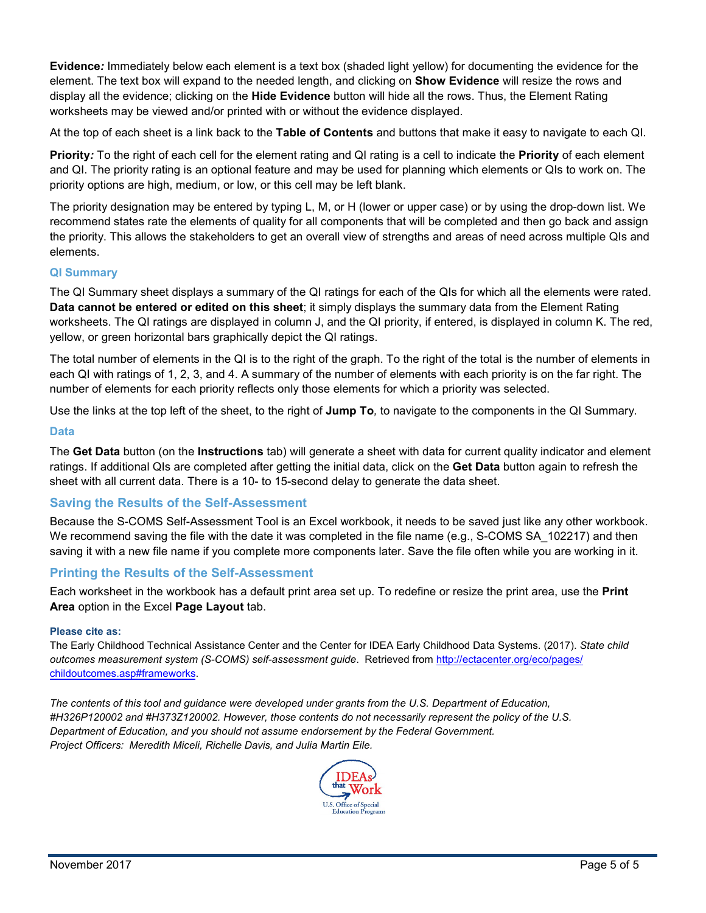**Evidence:** Immediately below each element is a text box (shaded light yellow) for documenting the evidence for the element. The text box will expand to the needed length, and clicking on **Show Evidence** will resize the rows and display all the evidence; clicking on the **Hide Evidence** button will hide all the rows. Thus, the Element Rating worksheets may be viewed and/or printed with or without the evidence displayed.

At the top of each sheet is a link back to the **Table of Contents** and buttons that make it easy to navigate to each QI.

**Priority:** To the right of each cell for the element rating and QI rating is a cell to indicate the **Priority** of each element and QI. The priority rating is an optional feature and may be used for planning which elements or QIs to work on. The priority options are high, medium, or low, or this cell may be left blank.

The priority designation may be entered by typing L, M, or H (lower or upper case) or by using the drop-down list. We recommend states rate the elements of quality for all components that will be completed and then go back and assign the priority. This allows the stakeholders to get an overall view of strengths and areas of need across multiple QIs and elements.

### QI Summary

The QI Summary sheet displays a summary of the QI ratings for each of the QIs for which all the elements were rated. **Data cannot be entered or edited on this sheet**; it simply displays the summary data from the Element Rating worksheets. The QI ratings are displayed in column J, and the QI priority, if entered, is displayed in column K. The red, yellow, or green horizontal bars graphically depict the QI ratings.

The total number of elements in the QI is to the right of the graph. To the right of the total is the number of elements in each QI with ratings of 1, 2, 3, and 4. A summary of the number of elements with each priority is on the far right. The number of elements for each priority reflects only those elements for which a priority was selected.

Use the links at the top left of the sheet, to the right of **Jump To**, to navigate to the components in the QI Summary.

### Data

The **Get Data** button (on the **Instructions** tab) will generate a sheet with data for current quality indicator and element ratings. If additional QIs are completed after getting the initial data, click on the **Get Data** button again to refresh the sheet with all current data. There is a 10- to 15-second delay to generate the data sheet.

## Saving the Results of the Self-Assessment

Because the S-COMS Self-Assessment Tool is an Excel workbook, it needs to be saved just like any other workbook. We recommend saving the file with the date it was completed in the file name (e.g., S-COMS SA_102217) and then saving it with a new file name if you complete more components later. Save the file often while you are working in it.

## Printing the Results of the Self-Assessment

Each worksheet in the workbook has a default print area set up. To redefine or resize the print area, use the **Print Area** option in the Excel **Page Layout** tab.

**Please cite as:**

The Early Childhood Technical Assistance Center and the Center for IDEA Early Childhood Data Systems. (2017). *State child outcomes measurement system (S-COMS) self-assessment guide*. Retrieved from http://ectacenter.org/eco/pages/childoutcomes.asp#frameworks.

*The contents of this tool and guidance were developed under grants from the U.S. Department of Education, #H326P120002 and #H373Z120002. However, those contents do not necessarily represent the policy of the U.S. Department of Education, and you should not assume endorsement by the Federal Government. Project Officers: Meredith Miceli, Richelle Davis, and Julia Martin Eile.*

IDEAs that Work
U.S. Office of Special Education Programs

November 2017